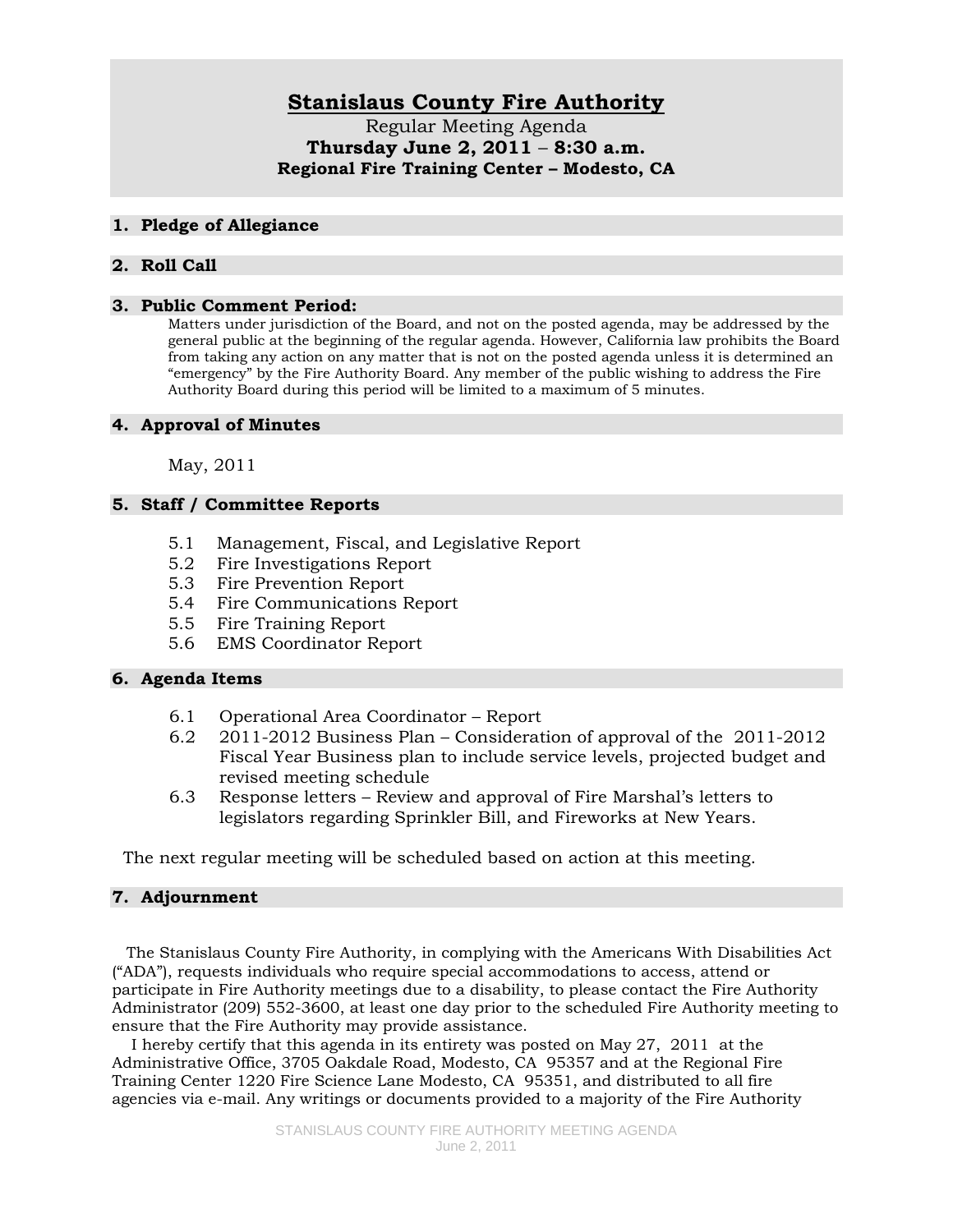# Stanislaus County Fire Authority

Regular Meeting Agenda

**Thursday June 2, 2011 – 8:30 a.m.**

**Regional Fire Training Center – Modesto, CA**

## 1. Pledge of Allegiance

## 2. Roll Call

## 3. Public Comment Period:

Matters under jurisdiction of the Board, and not on the posted agenda, may be addressed by the general public at the beginning of the regular agenda. However, California law prohibits the Board from taking any action on any matter that is not on the posted agenda unless it is determined an "emergency" by the Fire Authority Board. Any member of the public wishing to address the Fire Authority Board during this period will be limited to a maximum of 5 minutes.

## 4. Approval of Minutes

May, 2011

## 5. Staff / Committee Reports

- 5.1 Management, Fiscal, and Legislative Report
- 5.2 Fire Investigations Report
- 5.3 Fire Prevention Report
- 5.4 Fire Communications Report
- 5.5 Fire Training Report
- 5.6 EMS Coordinator Report

## 6. Agenda Items

- 6.1 Operational Area Coordinator – Report
- 6.2 2011-2012 Business Plan – Consideration of approval of the 2011-2012 Fiscal Year Business plan to include service levels, projected budget and revised meeting schedule
- 6.3 Response letters – Review and approval of Fire Marshal's letters to legislators regarding Sprinkler Bill, and Fireworks at New Years.

The next regular meeting will be scheduled based on action at this meeting.

## 7. Adjournment

The Stanislaus County Fire Authority, in complying with the Americans With Disabilities Act ("ADA"), requests individuals who require special accommodations to access, attend or participate in Fire Authority meetings due to a disability, to please contact the Fire Authority Administrator (209) 552-3600, at least one day prior to the scheduled Fire Authority meeting to ensure that the Fire Authority may provide assistance.

I hereby certify that this agenda in its entirety was posted on May 27, 2011 at the Administrative Office, 3705 Oakdale Road, Modesto, CA 95357 and at the Regional Fire Training Center 1220 Fire Science Lane Modesto, CA 95351, and distributed to all fire agencies via e-mail. Any writings or documents provided to a majority of the Fire Authority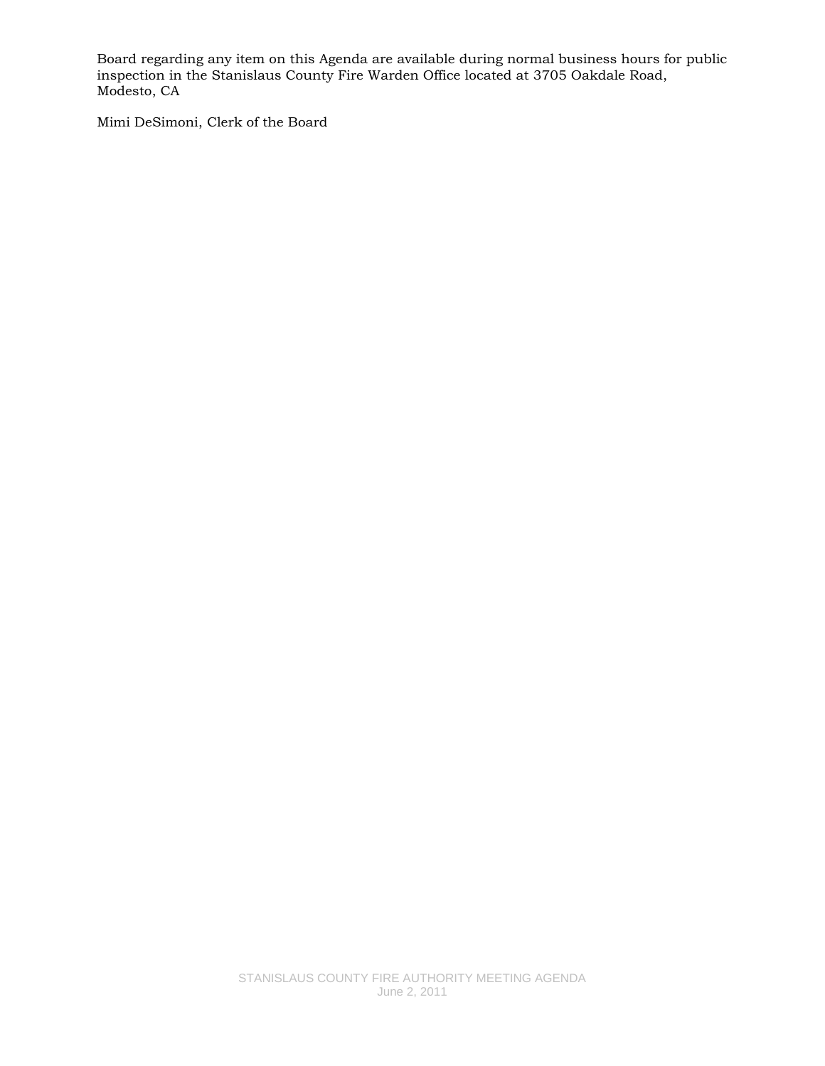Board regarding any item on this Agenda are available during normal business hours for public inspection in the Stanislaus County Fire Warden Office located at 3705 Oakdale Road, Modesto, CA

Mimi DeSimoni, Clerk of the Board